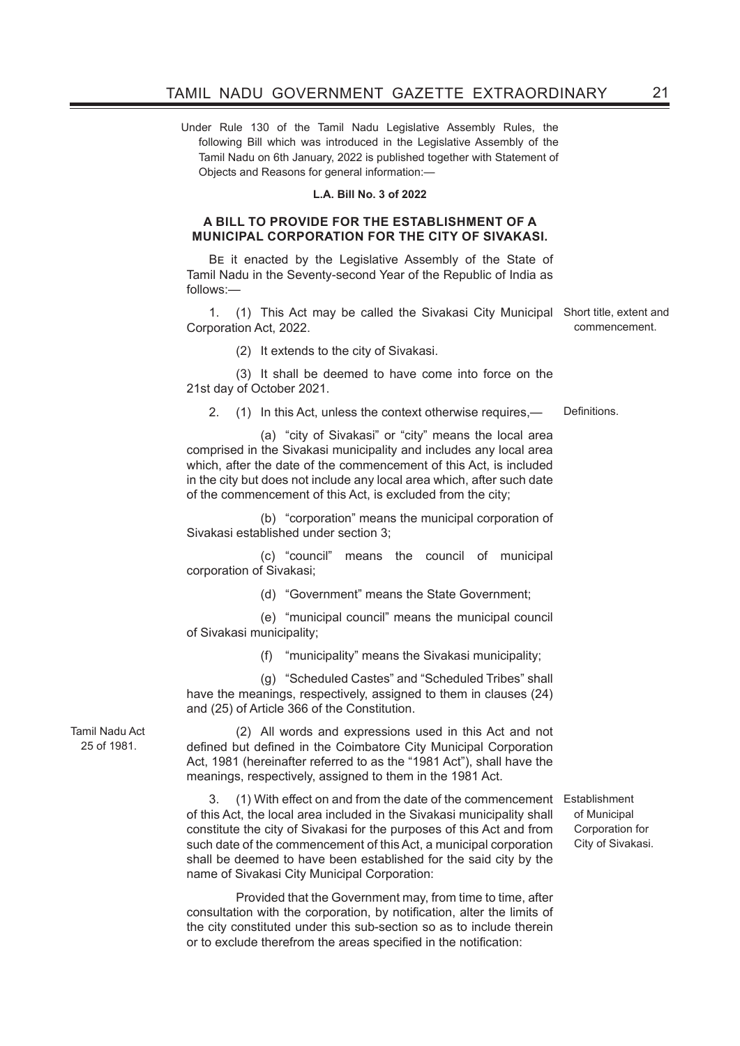Under Rule 130 of the Tamil Nadu Legislative Assembly Rules, the following Bill which was introduced in the Legislative Assembly of the Tamil Nadu on 6th January, 2022 is published together with Statement of Objects and Reasons for general information:—

**L.A. Bill No. 3 of 2022**

**A BILL TO PROVIDE FOR THE ESTABLISHMENT OF A MUNICIPAL CORPORATION FOR THE CITY OF SIVAKASI.**

Be it enacted by the Legislative Assembly of the State of Tamil Nadu in the Seventy-second Year of the Republic of India as follows:—

*Short title, extent and commencement.*

1. (1) This Act may be called the Sivakasi City Municipal Corporation Act, 2022.

(2) It extends to the city of Sivakasi.

(3) It shall be deemed to have come into force on the 21st day of October 2021.

*Definitions.*

2. (1) In this Act, unless the context otherwise requires,—

(a) "city of Sivakasi" or "city" means the local area comprised in the Sivakasi municipality and includes any local area which, after the date of the commencement of this Act, is included in the city but does not include any local area which, after such date of the commencement of this Act, is excluded from the city;

(b) "corporation" means the municipal corporation of Sivakasi established under section 3;

(c) "council" means the council of municipal corporation of Sivakasi;

(d) "Government" means the State Government;

(e) "municipal council" means the municipal council of Sivakasi municipality;

(f) "municipality" means the Sivakasi municipality;

(g) "Scheduled Castes" and "Scheduled Tribes" shall have the meanings, respectively, assigned to them in clauses (24) and (25) of Article 366 of the Constitution.

*Tamil Nadu Act 25 of 1981.*

(2) All words and expressions used in this Act and not defined but defined in the Coimbatore City Municipal Corporation Act, 1981 (hereinafter referred to as the "1981 Act"), shall have the meanings, respectively, assigned to them in the 1981 Act.

*Establishment of Municipal Corporation for City of Sivakasi.*

3. (1) With effect on and from the date of the commencement of this Act, the local area included in the Sivakasi municipality shall constitute the city of Sivakasi for the purposes of this Act and from such date of the commencement of this Act, a municipal corporation shall be deemed to have been established for the said city by the name of Sivakasi City Municipal Corporation:

Provided that the Government may, from time to time, after consultation with the corporation, by notification, alter the limits of the city constituted under this sub-section so as to include therein or to exclude therefrom the areas specified in the notification: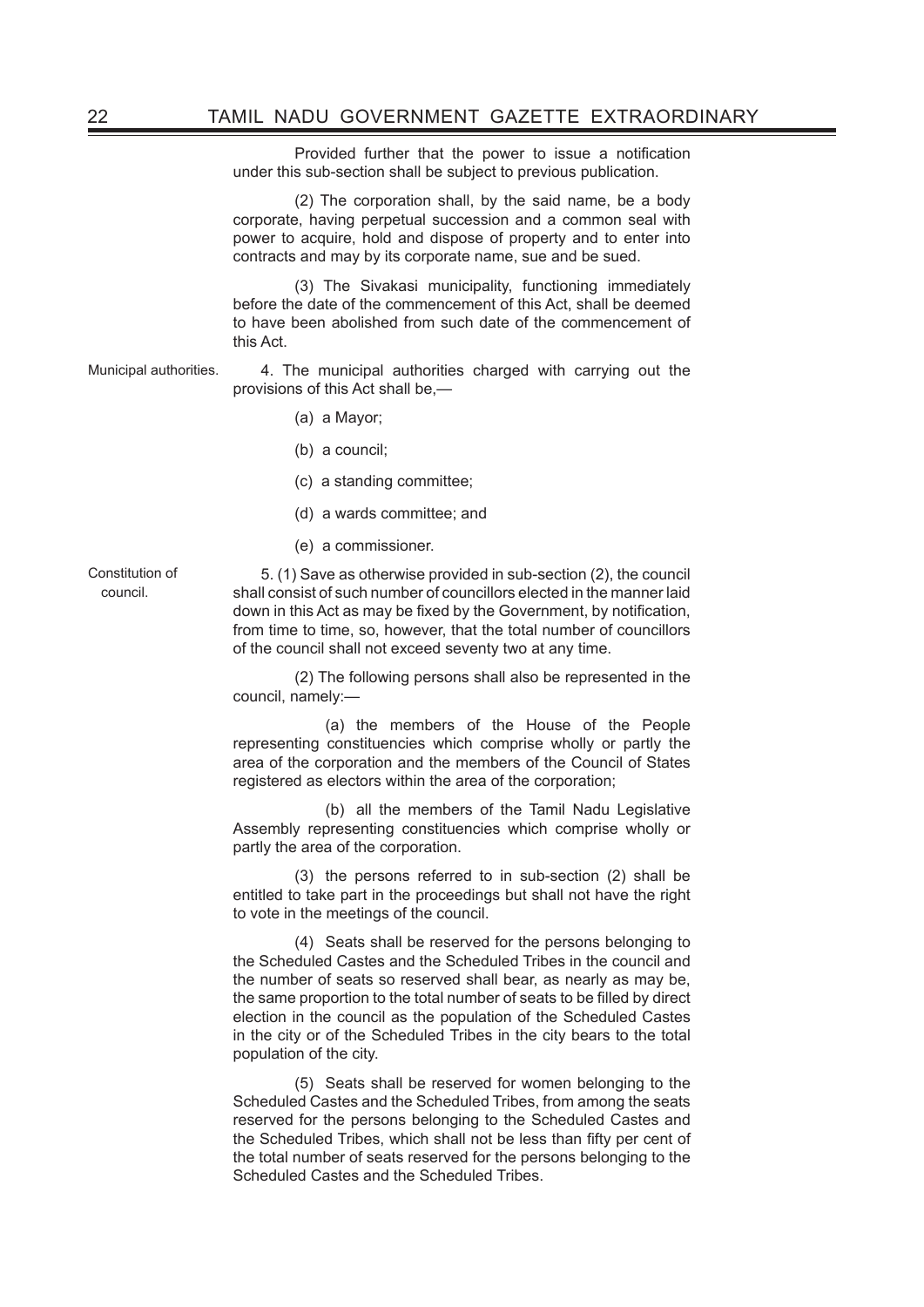Provided further that the power to issue a notification under this sub-section shall be subject to previous publication.

(2) The corporation shall, by the said name, be a body corporate, having perpetual succession and a common seal with power to acquire, hold and dispose of property and to enter into contracts and may by its corporate name, sue and be sued.

(3) The Sivakasi municipality, functioning immediately before the date of the commencement of this Act, shall be deemed to have been abolished from such date of the commencement of this Act.

Municipal authorities.

4. The municipal authorities charged with carrying out the provisions of this Act shall be,—

(a) a Mayor;

(b) a council;

(c) a standing committee;

(d) a wards committee; and

(e) a commissioner.

Constitution of council.

5. (1) Save as otherwise provided in sub-section (2), the council shall consist of such number of councillors elected in the manner laid down in this Act as may be fixed by the Government, by notification, from time to time, so, however, that the total number of councillors of the council shall not exceed seventy two at any time.

(2) The following persons shall also be represented in the council, namely:—

(a) the members of the House of the People representing constituencies which comprise wholly or partly the area of the corporation and the members of the Council of States registered as electors within the area of the corporation;

(b) all the members of the Tamil Nadu Legislative Assembly representing constituencies which comprise wholly or partly the area of the corporation.

(3) the persons referred to in sub-section (2) shall be entitled to take part in the proceedings but shall not have the right to vote in the meetings of the council.

(4) Seats shall be reserved for the persons belonging to the Scheduled Castes and the Scheduled Tribes in the council and the number of seats so reserved shall bear, as nearly as may be, the same proportion to the total number of seats to be filled by direct election in the council as the population of the Scheduled Castes in the city or of the Scheduled Tribes in the city bears to the total population of the city.

(5) Seats shall be reserved for women belonging to the Scheduled Castes and the Scheduled Tribes, from among the seats reserved for the persons belonging to the Scheduled Castes and the Scheduled Tribes, which shall not be less than fifty per cent of the total number of seats reserved for the persons belonging to the Scheduled Castes and the Scheduled Tribes.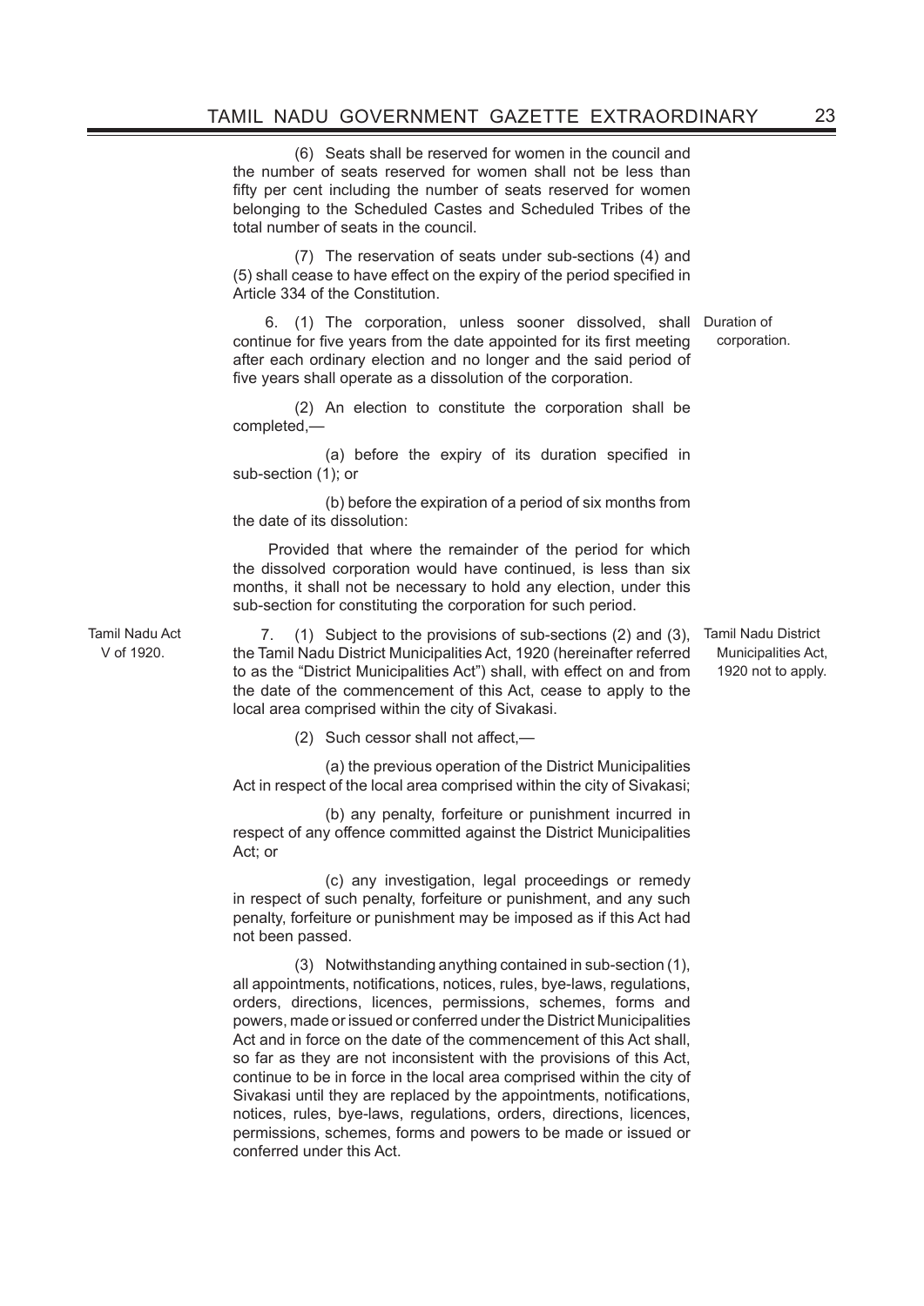(6) Seats shall be reserved for women in the council and the number of seats reserved for women shall not be less than fifty per cent including the number of seats reserved for women belonging to the Scheduled Castes and Scheduled Tribes of the total number of seats in the council.

(7) The reservation of seats under sub-sections (4) and (5) shall cease to have effect on the expiry of the period specified in Article 334 of the Constitution.

Duration of corporation.

6. (1) The corporation, unless sooner dissolved, shall continue for five years from the date appointed for its first meeting after each ordinary election and no longer and the said period of five years shall operate as a dissolution of the corporation.

(2) An election to constitute the corporation shall be completed,—

(a) before the expiry of its duration specified in sub-section (1); or

(b) before the expiration of a period of six months from the date of its dissolution:

Provided that where the remainder of the period for which the dissolved corporation would have continued, is less than six months, it shall not be necessary to hold any election, under this sub-section for constituting the corporation for such period.

Tamil Nadu District Municipalities Act, 1920 not to apply.

Tamil Nadu Act V of 1920.

7. (1) Subject to the provisions of sub-sections (2) and (3), the Tamil Nadu District Municipalities Act, 1920 (hereinafter referred to as the "District Municipalities Act") shall, with effect on and from the date of the commencement of this Act, cease to apply to the local area comprised within the city of Sivakasi.

(2) Such cessor shall not affect,—

(a) the previous operation of the District Municipalities Act in respect of the local area comprised within the city of Sivakasi;

(b) any penalty, forfeiture or punishment incurred in respect of any offence committed against the District Municipalities Act; or

(c) any investigation, legal proceedings or remedy in respect of such penalty, forfeiture or punishment, and any such penalty, forfeiture or punishment may be imposed as if this Act had not been passed.

(3) Notwithstanding anything contained in sub-section (1), all appointments, notifications, notices, rules, bye-laws, regulations, orders, directions, licences, permissions, schemes, forms and powers, made or issued or conferred under the District Municipalities Act and in force on the date of the commencement of this Act shall, so far as they are not inconsistent with the provisions of this Act, continue to be in force in the local area comprised within the city of Sivakasi until they are replaced by the appointments, notifications, notices, rules, bye-laws, regulations, orders, directions, licences, permissions, schemes, forms and powers to be made or issued or conferred under this Act.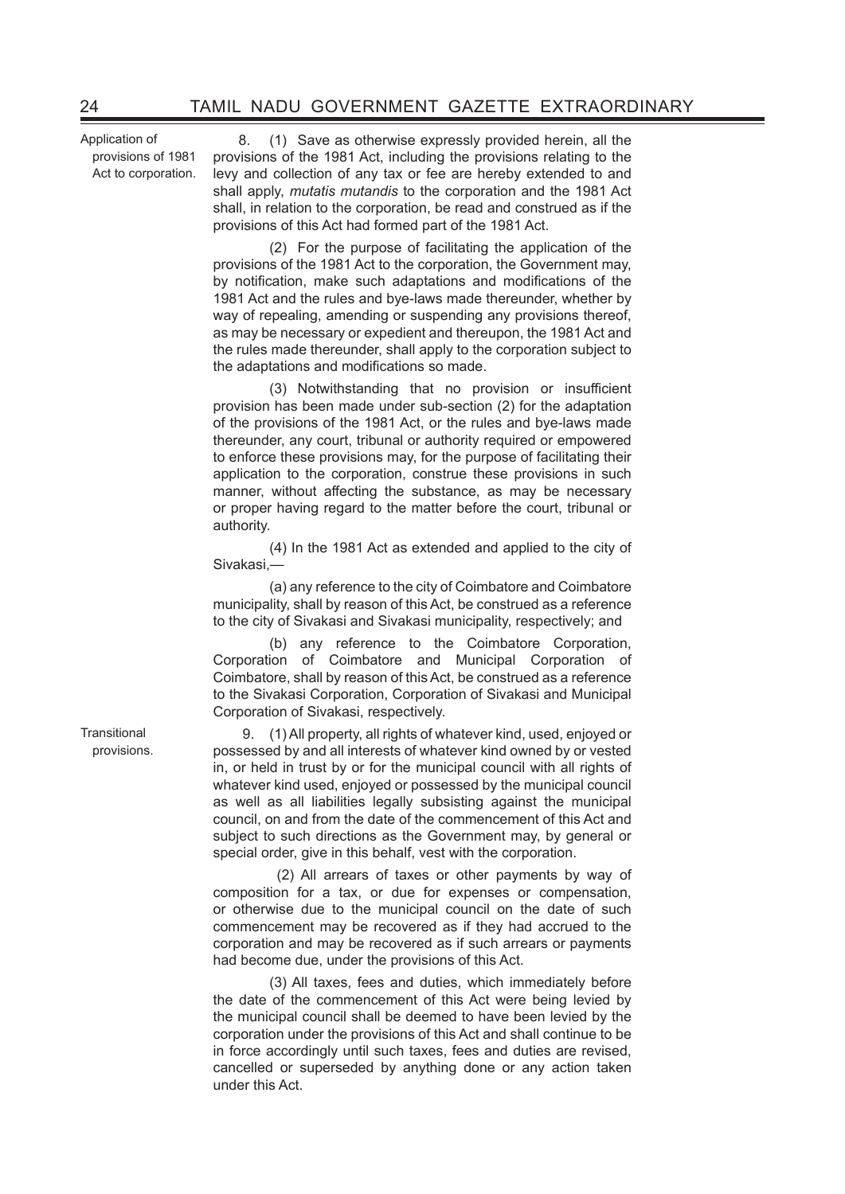Application of provisions of 1981 Act to corporation.

8. (1) Save as otherwise expressly provided herein, all the provisions of the 1981 Act, including the provisions relating to the levy and collection of any tax or fee are hereby extended to and shall apply, *mutatis mutandis* to the corporation and the 1981 Act shall, in relation to the corporation, be read and construed as if the provisions of this Act had formed part of the 1981 Act.

(2) For the purpose of facilitating the application of the provisions of the 1981 Act to the corporation, the Government may, by notification, make such adaptations and modifications of the 1981 Act and the rules and bye-laws made thereunder, whether by way of repealing, amending or suspending any provisions thereof, as may be necessary or expedient and thereupon, the 1981 Act and the rules made thereunder, shall apply to the corporation subject to the adaptations and modifications so made.

(3) Notwithstanding that no provision or insufficient provision has been made under sub-section (2) for the adaptation of the provisions of the 1981 Act, or the rules and bye-laws made thereunder, any court, tribunal or authority required or empowered to enforce these provisions may, for the purpose of facilitating their application to the corporation, construe these provisions in such manner, without affecting the substance, as may be necessary or proper having regard to the matter before the court, tribunal or authority.

(4) In the 1981 Act as extended and applied to the city of Sivakasi,—

(a) any reference to the city of Coimbatore and Coimbatore municipality, shall by reason of this Act, be construed as a reference to the city of Sivakasi and Sivakasi municipality, respectively; and

(b) any reference to the Coimbatore Corporation, Corporation of Coimbatore and Municipal Corporation of Coimbatore, shall by reason of this Act, be construed as a reference to the Sivakasi Corporation, Corporation of Sivakasi and Municipal Corporation of Sivakasi, respectively.

Transitional provisions.

9. (1) All property, all rights of whatever kind, used, enjoyed or possessed by and all interests of whatever kind owned by or vested in, or held in trust by or for the municipal council with all rights of whatever kind used, enjoyed or possessed by the municipal council as well as all liabilities legally subsisting against the municipal council, on and from the date of the commencement of this Act and subject to such directions as the Government may, by general or special order, give in this behalf, vest with the corporation.

(2) All arrears of taxes or other payments by way of composition for a tax, or due for expenses or compensation, or otherwise due to the municipal council on the date of such commencement may be recovered as if they had accrued to the corporation and may be recovered as if such arrears or payments had become due, under the provisions of this Act.

(3) All taxes, fees and duties, which immediately before the date of the commencement of this Act were being levied by the municipal council shall be deemed to have been levied by the corporation under the provisions of this Act and shall continue to be in force accordingly until such taxes, fees and duties are revised, cancelled or superseded by anything done or any action taken under this Act.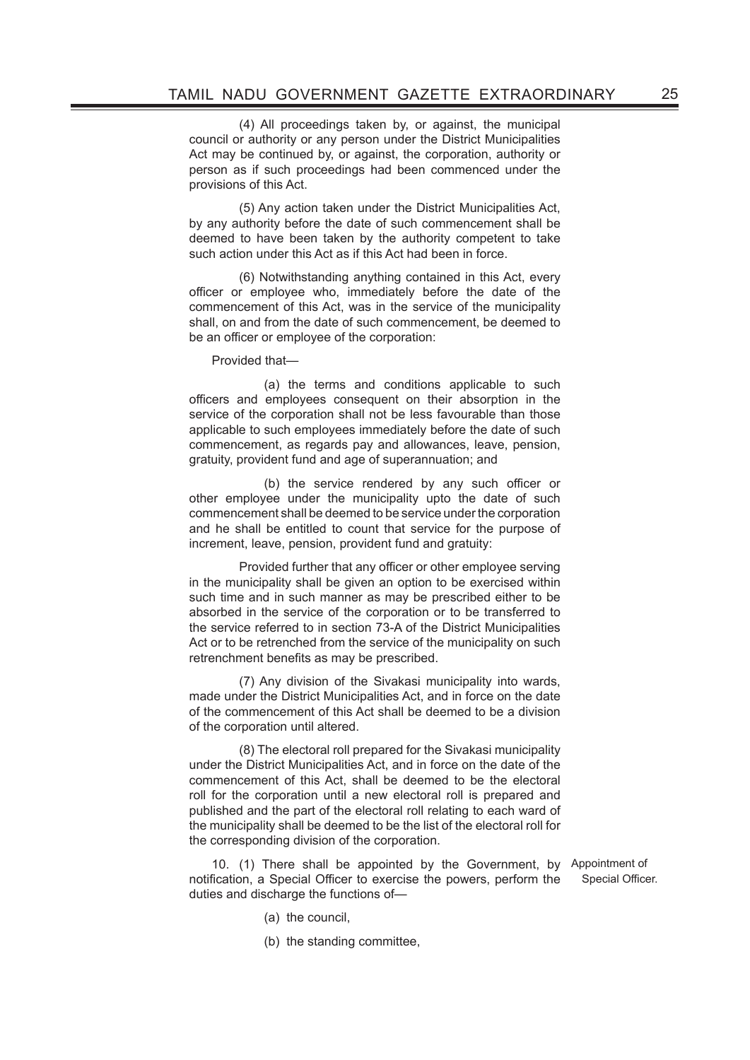(4) All proceedings taken by, or against, the municipal council or authority or any person under the District Municipalities Act may be continued by, or against, the corporation, authority or person as if such proceedings had been commenced under the provisions of this Act.

(5) Any action taken under the District Municipalities Act, by any authority before the date of such commencement shall be deemed to have been taken by the authority competent to take such action under this Act as if this Act had been in force.

(6) Notwithstanding anything contained in this Act, every officer or employee who, immediately before the date of the commencement of this Act, was in the service of the municipality shall, on and from the date of such commencement, be deemed to be an officer or employee of the corporation:

Provided that—

(a) the terms and conditions applicable to such officers and employees consequent on their absorption in the service of the corporation shall not be less favourable than those applicable to such employees immediately before the date of such commencement, as regards pay and allowances, leave, pension, gratuity, provident fund and age of superannuation; and

(b) the service rendered by any such officer or other employee under the municipality upto the date of such commencement shall be deemed to be service under the corporation and he shall be entitled to count that service for the purpose of increment, leave, pension, provident fund and gratuity:

Provided further that any officer or other employee serving in the municipality shall be given an option to be exercised within such time and in such manner as may be prescribed either to be absorbed in the service of the corporation or to be transferred to the service referred to in section 73-A of the District Municipalities Act or to be retrenched from the service of the municipality on such retrenchment benefits as may be prescribed.

(7) Any division of the Sivakasi municipality into wards, made under the District Municipalities Act, and in force on the date of the commencement of this Act shall be deemed to be a division of the corporation until altered.

(8) The electoral roll prepared for the Sivakasi municipality under the District Municipalities Act, and in force on the date of the commencement of this Act, shall be deemed to be the electoral roll for the corporation until a new electoral roll is prepared and published and the part of the electoral roll relating to each ward of the municipality shall be deemed to be the list of the electoral roll for the corresponding division of the corporation.

Appointment of Special Officer.

10. (1) There shall be appointed by the Government, by notification, a Special Officer to exercise the powers, perform the duties and discharge the functions of—

(a) the council,

(b) the standing committee,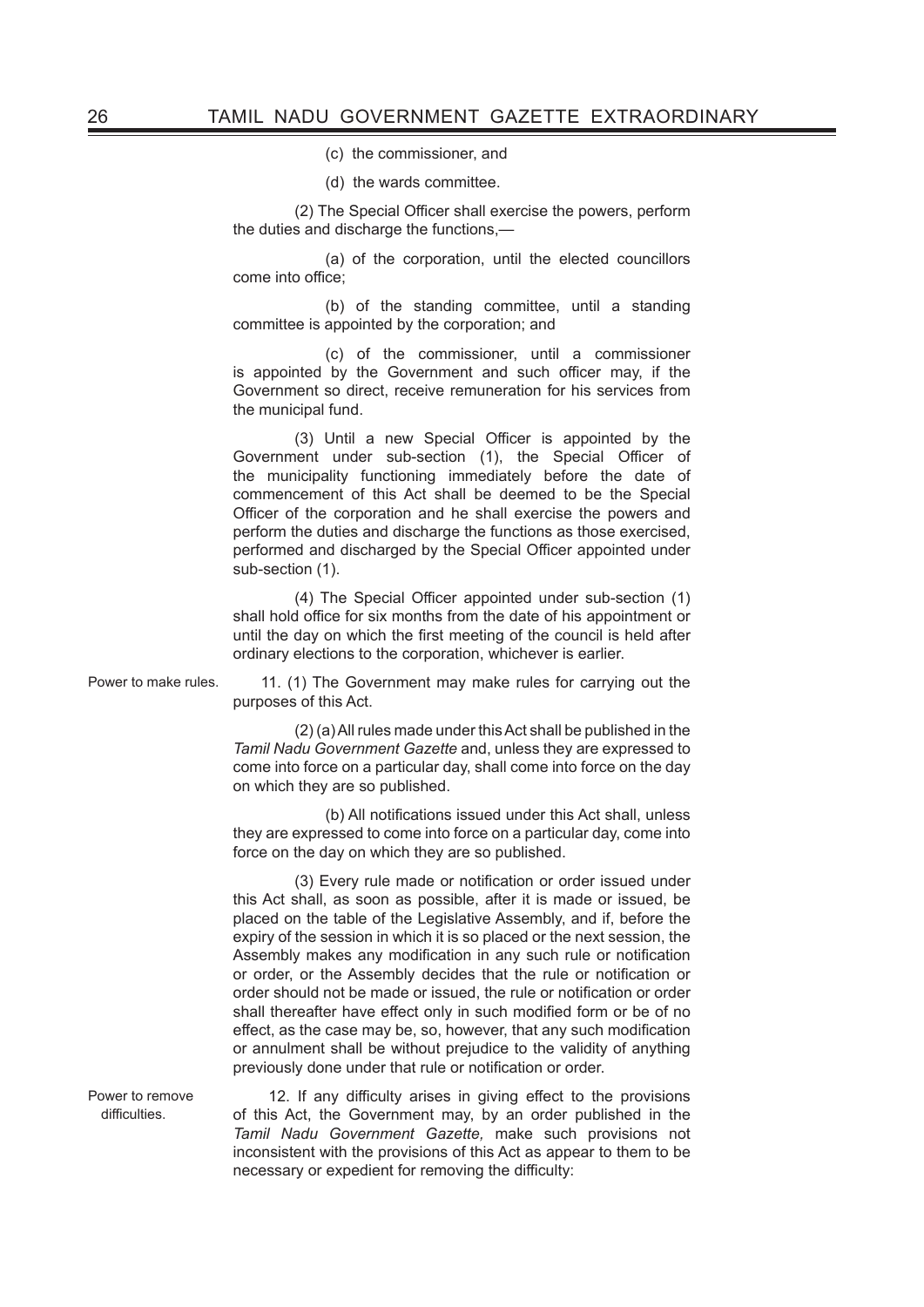(c) the commissioner, and

(d) the wards committee.

(2) The Special Officer shall exercise the powers, perform the duties and discharge the functions,—

(a) of the corporation, until the elected councillors come into office;

(b) of the standing committee, until a standing committee is appointed by the corporation; and

(c) of the commissioner, until a commissioner is appointed by the Government and such officer may, if the Government so direct, receive remuneration for his services from the municipal fund.

(3) Until a new Special Officer is appointed by the Government under sub-section (1), the Special Officer of the municipality functioning immediately before the date of commencement of this Act shall be deemed to be the Special Officer of the corporation and he shall exercise the powers and perform the duties and discharge the functions as those exercised, performed and discharged by the Special Officer appointed under sub-section (1).

(4) The Special Officer appointed under sub-section (1) shall hold office for six months from the date of his appointment or until the day on which the first meeting of the council is held after ordinary elections to the corporation, whichever is earlier.

Power to make rules.

11. (1) The Government may make rules for carrying out the purposes of this Act.

(2) (a) All rules made under this Act shall be published in the *Tamil Nadu Government Gazette* and, unless they are expressed to come into force on a particular day, shall come into force on the day on which they are so published.

(b) All notifications issued under this Act shall, unless they are expressed to come into force on a particular day, come into force on the day on which they are so published.

(3) Every rule made or notification or order issued under this Act shall, as soon as possible, after it is made or issued, be placed on the table of the Legislative Assembly, and if, before the expiry of the session in which it is so placed or the next session, the Assembly makes any modification in any such rule or notification or order, or the Assembly decides that the rule or notification or order should not be made or issued, the rule or notification or order shall thereafter have effect only in such modified form or be of no effect, as the case may be, so, however, that any such modification or annulment shall be without prejudice to the validity of anything previously done under that rule or notification or order.

Power to remove difficulties.

12. If any difficulty arises in giving effect to the provisions of this Act, the Government may, by an order published in the *Tamil Nadu Government Gazette,* make such provisions not inconsistent with the provisions of this Act as appear to them to be necessary or expedient for removing the difficulty: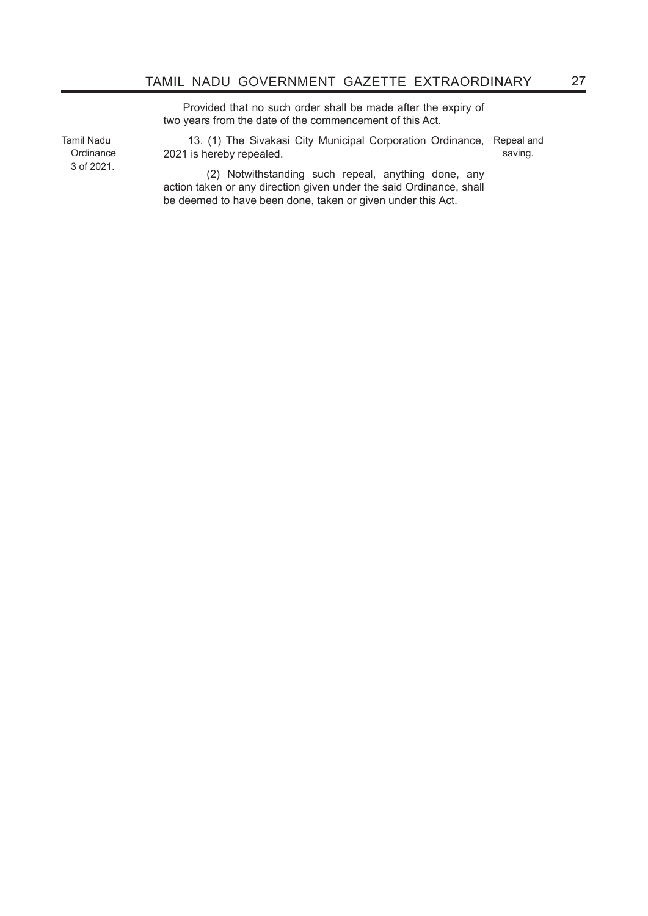Provided that no such order shall be made after the expiry of two years from the date of the commencement of this Act.

Tamil Nadu Ordinance 3 of 2021.

Repeal and saving.

13. (1) The Sivakasi City Municipal Corporation Ordinance, 2021 is hereby repealed.

(2) Notwithstanding such repeal, anything done, any action taken or any direction given under the said Ordinance, shall be deemed to have been done, taken or given under this Act.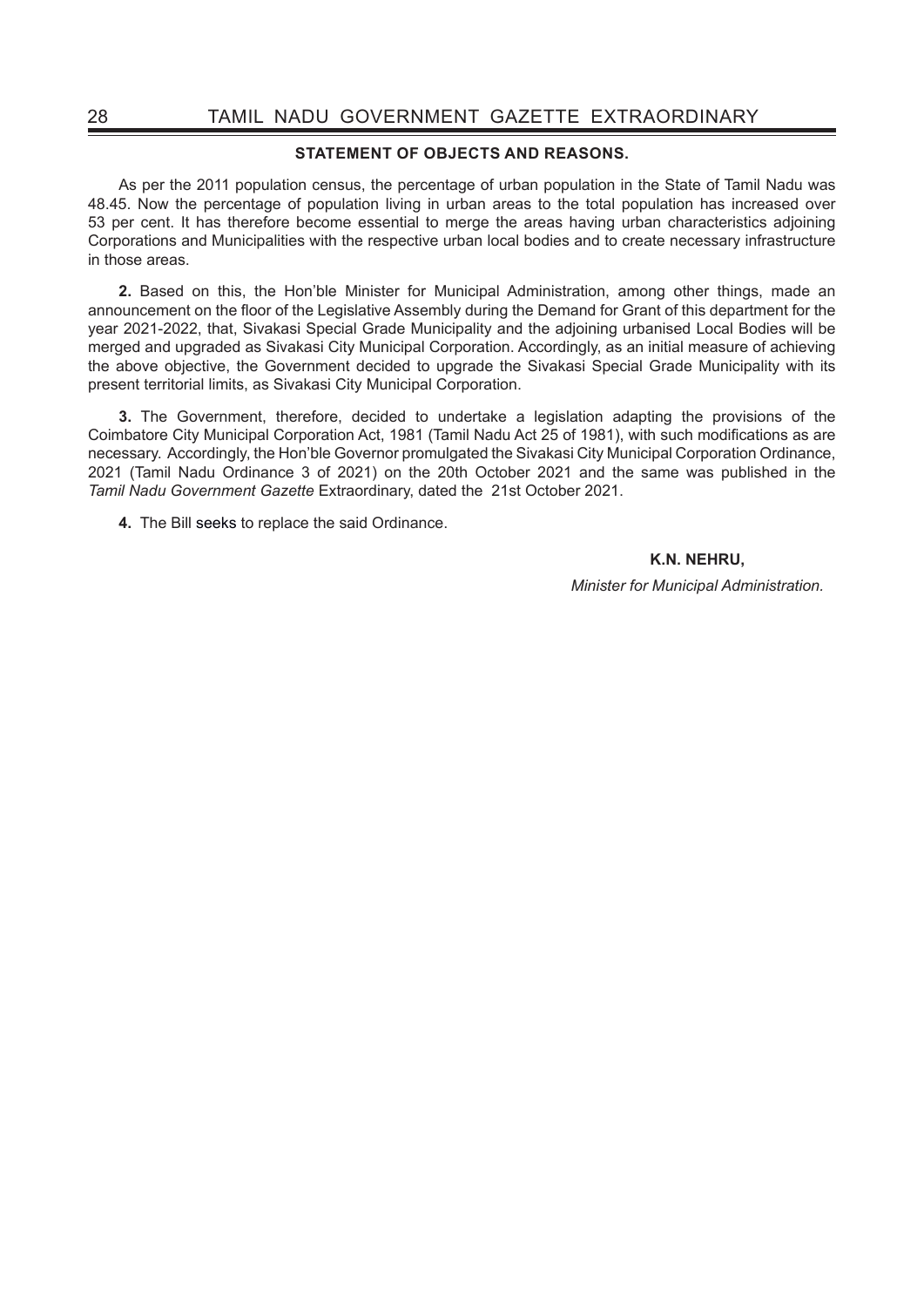## STATEMENT OF OBJECTS AND REASONS.

As per the 2011 population census, the percentage of urban population in the State of Tamil Nadu was 48.45. Now the percentage of population living in urban areas to the total population has increased over 53 per cent. It has therefore become essential to merge the areas having urban characteristics adjoining Corporations and Municipalities with the respective urban local bodies and to create necessary infrastructure in those areas.

**2.** Based on this, the Hon'ble Minister for Municipal Administration, among other things, made an announcement on the floor of the Legislative Assembly during the Demand for Grant of this department for the year 2021-2022, that, Sivakasi Special Grade Municipality and the adjoining urbanised Local Bodies will be merged and upgraded as Sivakasi City Municipal Corporation. Accordingly, as an initial measure of achieving the above objective, the Government decided to upgrade the Sivakasi Special Grade Municipality with its present territorial limits, as Sivakasi City Municipal Corporation.

**3.** The Government, therefore, decided to undertake a legislation adapting the provisions of the Coimbatore City Municipal Corporation Act, 1981 (Tamil Nadu Act 25 of 1981), with such modifications as are necessary. Accordingly, the Hon'ble Governor promulgated the Sivakasi City Municipal Corporation Ordinance, 2021 (Tamil Nadu Ordinance 3 of 2021) on the 20th October 2021 and the same was published in the *Tamil Nadu Government Gazette* Extraordinary, dated the 21st October 2021.

**4.** The Bill seeks to replace the said Ordinance.

**K.N. NEHRU,**

*Minister for Municipal Administration.*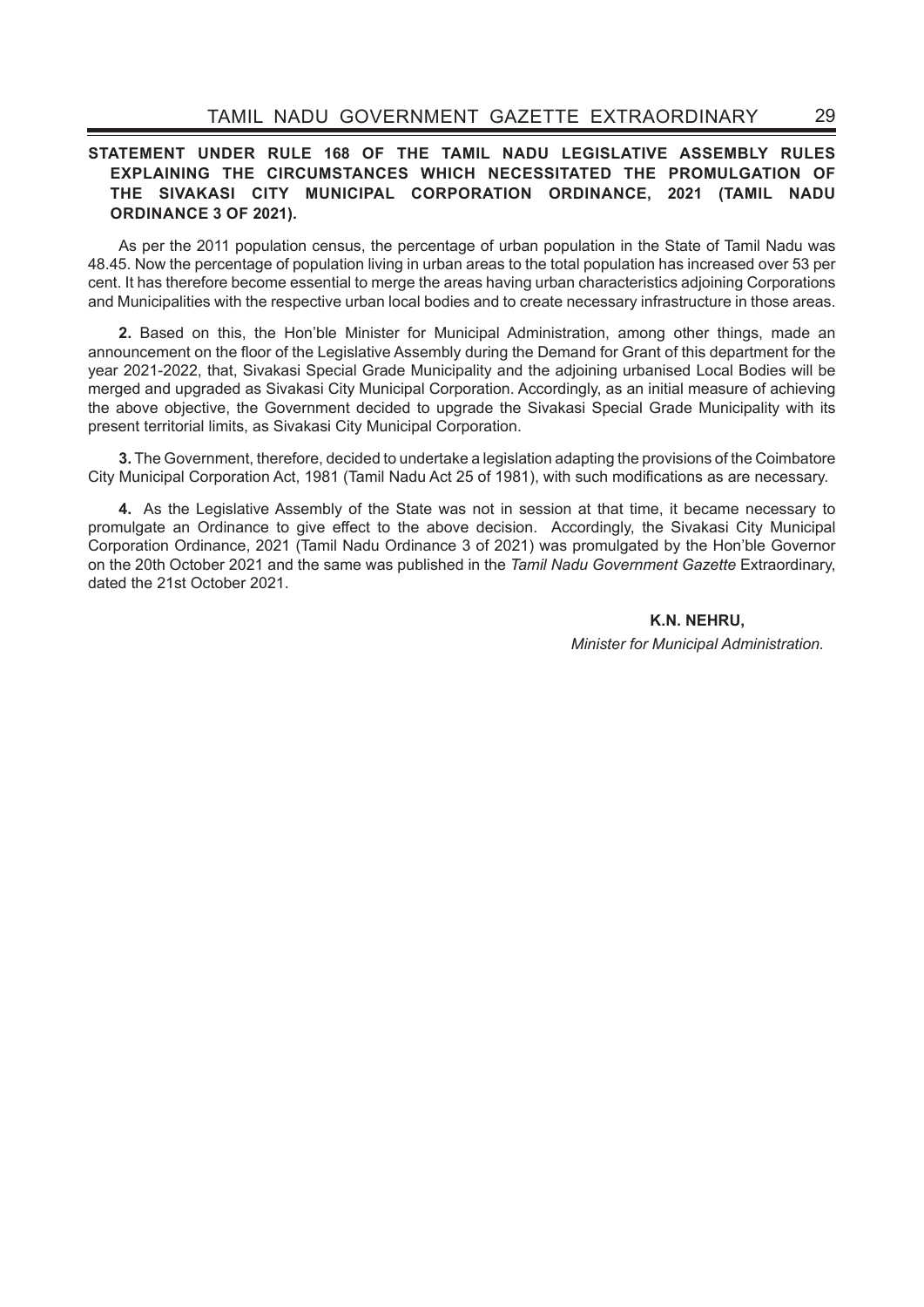**STATEMENT UNDER RULE 168 OF THE TAMIL NADU LEGISLATIVE ASSEMBLY RULES EXPLAINING THE CIRCUMSTANCES WHICH NECESSITATED THE PROMULGATION OF THE SIVAKASI CITY MUNICIPAL CORPORATION ORDINANCE, 2021 (TAMIL NADU ORDINANCE 3 OF 2021).**

As per the 2011 population census, the percentage of urban population in the State of Tamil Nadu was 48.45. Now the percentage of population living in urban areas to the total population has increased over 53 per cent. It has therefore become essential to merge the areas having urban characteristics adjoining Corporations and Municipalities with the respective urban local bodies and to create necessary infrastructure in those areas.

**2.** Based on this, the Hon'ble Minister for Municipal Administration, among other things, made an announcement on the floor of the Legislative Assembly during the Demand for Grant of this department for the year 2021-2022, that, Sivakasi Special Grade Municipality and the adjoining urbanised Local Bodies will be merged and upgraded as Sivakasi City Municipal Corporation. Accordingly, as an initial measure of achieving the above objective, the Government decided to upgrade the Sivakasi Special Grade Municipality with its present territorial limits, as Sivakasi City Municipal Corporation.

**3.** The Government, therefore, decided to undertake a legislation adapting the provisions of the Coimbatore City Municipal Corporation Act, 1981 (Tamil Nadu Act 25 of 1981), with such modifications as are necessary.

**4.** As the Legislative Assembly of the State was not in session at that time, it became necessary to promulgate an Ordinance to give effect to the above decision. Accordingly, the Sivakasi City Municipal Corporation Ordinance, 2021 (Tamil Nadu Ordinance 3 of 2021) was promulgated by the Hon'ble Governor on the 20th October 2021 and the same was published in the *Tamil Nadu Government Gazette* Extraordinary, dated the 21st October 2021.

**K.N. NEHRU,**
*Minister for Municipal Administration.*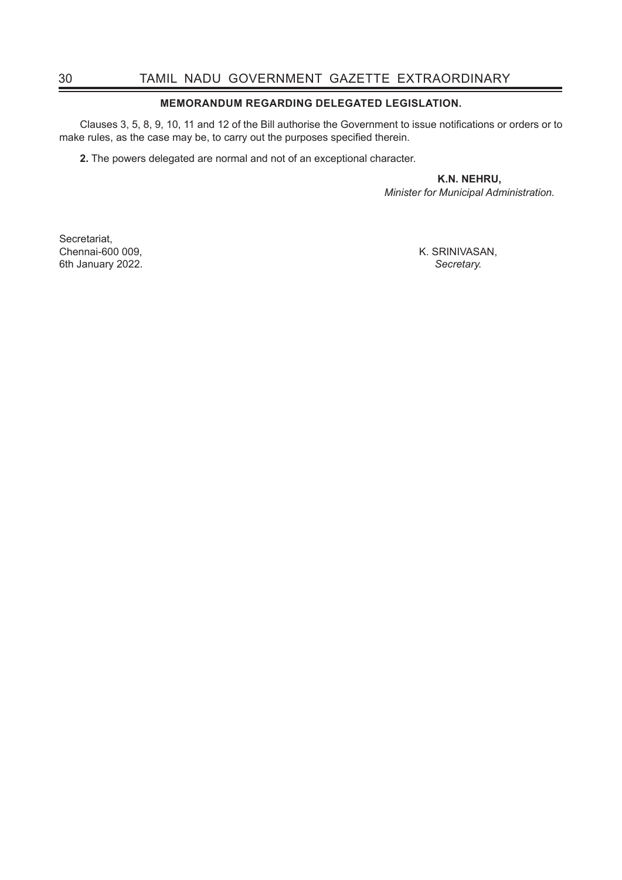## MEMORANDUM REGARDING DELEGATED LEGISLATION.

Clauses 3, 5, 8, 9, 10, 11 and 12 of the Bill authorise the Government to issue notifications or orders or to make rules, as the case may be, to carry out the purposes specified therein.

**2.** The powers delegated are normal and not of an exceptional character.

**K.N. NEHRU,**
*Minister for Municipal Administration.*

Secretariat,
Chennai-600 009,
6th January 2022.

K. SRINIVASAN,
*Secretary.*